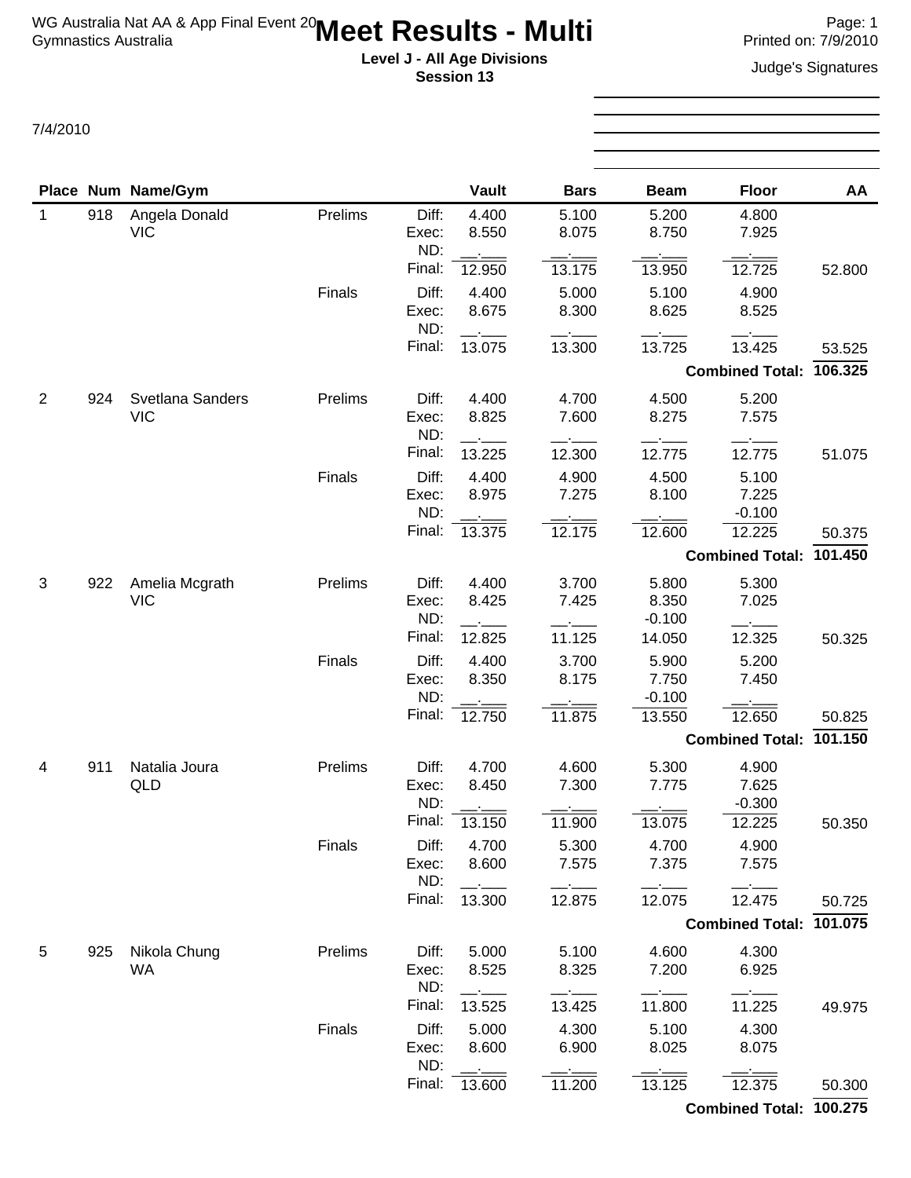WG Australia Nat AA & App Final Event 20
Gymnastics Australia

# Meet Results - Multi

**Level J - All Age Divisions**
**Session 13**

Page: 1
Printed on: 7/9/2010

Judge's Signatures

7/4/2010

| Place | Num | Name/Gym | | | Vault | Bars | Beam | Floor | AA |
|---|---|---|---|---|---|---|---|---|---|
| 1 | 918 | Angela Donald<br>VIC | Prelims | Diff: | 4.400 | 5.100 | 5.200 | 4.800 | |
| | | | | Exec: | 8.550 | 8.075 | 8.750 | 7.925 | |
| | | | | ND: | __.___ | __.___ | __.___ | __.___ | |
| | | | | Final: | 12.950 | 13.175 | 13.950 | 12.725 | 52.800 |
| | | | Finals | Diff: | 4.400 | 5.000 | 5.100 | 4.900 | |
| | | | | Exec: | 8.675 | 8.300 | 8.625 | 8.525 | |
| | | | | ND: | __.___ | __.___ | __.___ | __.___ | |
| | | | | Final: | 13.075 | 13.300 | 13.725 | 13.425 | 53.525 |
| | | | | | | | | **Combined Total:** | **106.325** |
| 2 | 924 | Svetlana Sanders<br>VIC | Prelims | Diff: | 4.400 | 4.700 | 4.500 | 5.200 | |
| | | | | Exec: | 8.825 | 7.600 | 8.275 | 7.575 | |
| | | | | ND: | __.___ | __.___ | __.___ | __.___ | |
| | | | | Final: | 13.225 | 12.300 | 12.775 | 12.775 | 51.075 |
| | | | Finals | Diff: | 4.400 | 4.900 | 4.500 | 5.100 | |
| | | | | Exec: | 8.975 | 7.275 | 8.100 | 7.225 | |
| | | | | ND: | __.___ | __.___ | __.___ | -0.100 | |
| | | | | Final: | 13.375 | 12.175 | 12.600 | 12.225 | 50.375 |
| | | | | | | | | **Combined Total:** | **101.450** |
| 3 | 922 | Amelia Mcgrath<br>VIC | Prelims | Diff: | 4.400 | 3.700 | 5.800 | 5.300 | |
| | | | | Exec: | 8.425 | 7.425 | 8.350 | 7.025 | |
| | | | | ND: | __.___ | __.___ | -0.100 | __.___ | |
| | | | | Final: | 12.825 | 11.125 | 14.050 | 12.325 | 50.325 |
| | | | Finals | Diff: | 4.400 | 3.700 | 5.900 | 5.200 | |
| | | | | Exec: | 8.350 | 8.175 | 7.750 | 7.450 | |
| | | | | ND: | __.___ | __.___ | -0.100 | __.___ | |
| | | | | Final: | 12.750 | 11.875 | 13.550 | 12.650 | 50.825 |
| | | | | | | | | **Combined Total:** | **101.150** |
| 4 | 911 | Natalia Joura<br>QLD | Prelims | Diff: | 4.700 | 4.600 | 5.300 | 4.900 | |
| | | | | Exec: | 8.450 | 7.300 | 7.775 | 7.625 | |
| | | | | ND: | __.___ | __.___ | __.___ | -0.300 | |
| | | | | Final: | 13.150 | 11.900 | 13.075 | 12.225 | 50.350 |
| | | | Finals | Diff: | 4.700 | 5.300 | 4.700 | 4.900 | |
| | | | | Exec: | 8.600 | 7.575 | 7.375 | 7.575 | |
| | | | | ND: | __.___ | __.___ | __.___ | __.___ | |
| | | | | Final: | 13.300 | 12.875 | 12.075 | 12.475 | 50.725 |
| | | | | | | | | **Combined Total:** | **101.075** |
| 5 | 925 | Nikola Chung<br>WA | Prelims | Diff: | 5.000 | 5.100 | 4.600 | 4.300 | |
| | | | | Exec: | 8.525 | 8.325 | 7.200 | 6.925 | |
| | | | | ND: | __.___ | __.___ | __.___ | __.___ | |
| | | | | Final: | 13.525 | 13.425 | 11.800 | 11.225 | 49.975 |
| | | | Finals | Diff: | 5.000 | 4.300 | 5.100 | 4.300 | |
| | | | | Exec: | 8.600 | 6.900 | 8.025 | 8.075 | |
| | | | | ND: | __.___ | __.___ | __.___ | __.___ | |
| | | | | Final: | 13.600 | 11.200 | 13.125 | 12.375 | 50.300 |
| | | | | | | | | **Combined Total:** | **100.275** |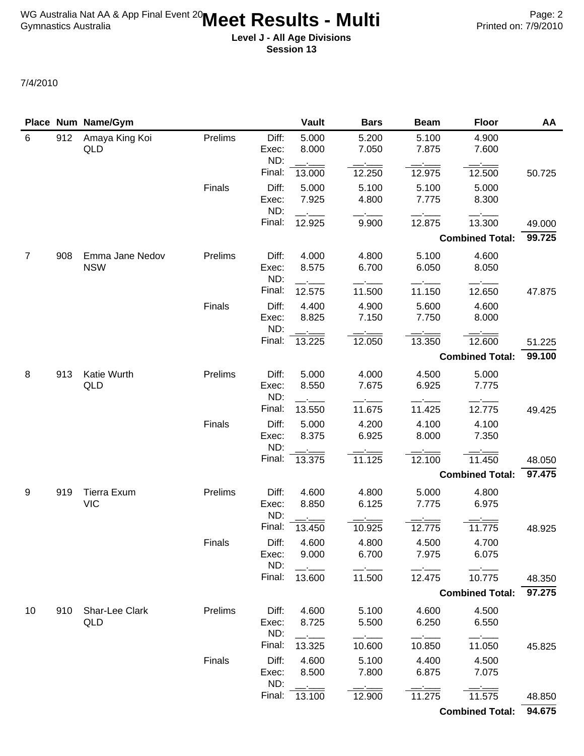# Meet Results - Multi

**Level J - All Age Divisions**
**Session 13**

7/4/2010

| Place | Num | Name/Gym | | | Vault | Bars | Beam | Floor | AA |
|---|---|---|---|---|---|---|---|---|---|
| 6 | 912 | Amaya King Koi | Prelims | Diff: | 5.000 | 5.200 | 5.100 | 4.900 | |
| | | QLD | | Exec: | 8.000 | 7.050 | 7.875 | 7.600 | |
| | | | | ND: | __.___ | __.___ | __.___ | __.___ | |
| | | | | Final: | 13.000 | 12.250 | 12.975 | 12.500 | 50.725 |
| | | | Finals | Diff: | 5.000 | 5.100 | 5.100 | 5.000 | |
| | | | | Exec: | 7.925 | 4.800 | 7.775 | 8.300 | |
| | | | | ND: | __.___ | __.___ | __.___ | __.___ | |
| | | | | Final: | 12.925 | 9.900 | 12.875 | 13.300 | 49.000 |
| | | | | | | | | **Combined Total:** | **99.725** |
| 7 | 908 | Emma Jane Nedov | Prelims | Diff: | 4.000 | 4.800 | 5.100 | 4.600 | |
| | | NSW | | Exec: | 8.575 | 6.700 | 6.050 | 8.050 | |
| | | | | ND: | __.___ | __.___ | __.___ | __.___ | |
| | | | | Final: | 12.575 | 11.500 | 11.150 | 12.650 | 47.875 |
| | | | Finals | Diff: | 4.400 | 4.900 | 5.600 | 4.600 | |
| | | | | Exec: | 8.825 | 7.150 | 7.750 | 8.000 | |
| | | | | ND: | __.___ | __.___ | __.___ | __.___ | |
| | | | | Final: | 13.225 | 12.050 | 13.350 | 12.600 | 51.225 |
| | | | | | | | | **Combined Total:** | **99.100** |
| 8 | 913 | Katie Wurth | Prelims | Diff: | 5.000 | 4.000 | 4.500 | 5.000 | |
| | | QLD | | Exec: | 8.550 | 7.675 | 6.925 | 7.775 | |
| | | | | ND: | __.___ | __.___ | __.___ | __.___ | |
| | | | | Final: | 13.550 | 11.675 | 11.425 | 12.775 | 49.425 |
| | | | Finals | Diff: | 5.000 | 4.200 | 4.100 | 4.100 | |
| | | | | Exec: | 8.375 | 6.925 | 8.000 | 7.350 | |
| | | | | ND: | __.___ | __.___ | __.___ | __.___ | |
| | | | | Final: | 13.375 | 11.125 | 12.100 | 11.450 | 48.050 |
| | | | | | | | | **Combined Total:** | **97.475** |
| 9 | 919 | Tierra Exum | Prelims | Diff: | 4.600 | 4.800 | 5.000 | 4.800 | |
| | | VIC | | Exec: | 8.850 | 6.125 | 7.775 | 6.975 | |
| | | | | ND: | __.___ | __.___ | __.___ | __.___ | |
| | | | | Final: | 13.450 | 10.925 | 12.775 | 11.775 | 48.925 |
| | | | Finals | Diff: | 4.600 | 4.800 | 4.500 | 4.700 | |
| | | | | Exec: | 9.000 | 6.700 | 7.975 | 6.075 | |
| | | | | ND: | __.___ | __.___ | __.___ | __.___ | |
| | | | | Final: | 13.600 | 11.500 | 12.475 | 10.775 | 48.350 |
| | | | | | | | | **Combined Total:** | **97.275** |
| 10 | 910 | Shar-Lee Clark | Prelims | Diff: | 4.600 | 5.100 | 4.600 | 4.500 | |
| | | QLD | | Exec: | 8.725 | 5.500 | 6.250 | 6.550 | |
| | | | | ND: | __.___ | __.___ | __.___ | __.___ | |
| | | | | Final: | 13.325 | 10.600 | 10.850 | 11.050 | 45.825 |
| | | | Finals | Diff: | 4.600 | 5.100 | 4.400 | 4.500 | |
| | | | | Exec: | 8.500 | 7.800 | 6.875 | 7.075 | |
| | | | | ND: | __.___ | __.___ | __.___ | __.___ | |
| | | | | Final: | 13.100 | 12.900 | 11.275 | 11.575 | 48.850 |
| | | | | | | | | **Combined Total:** | **94.675** |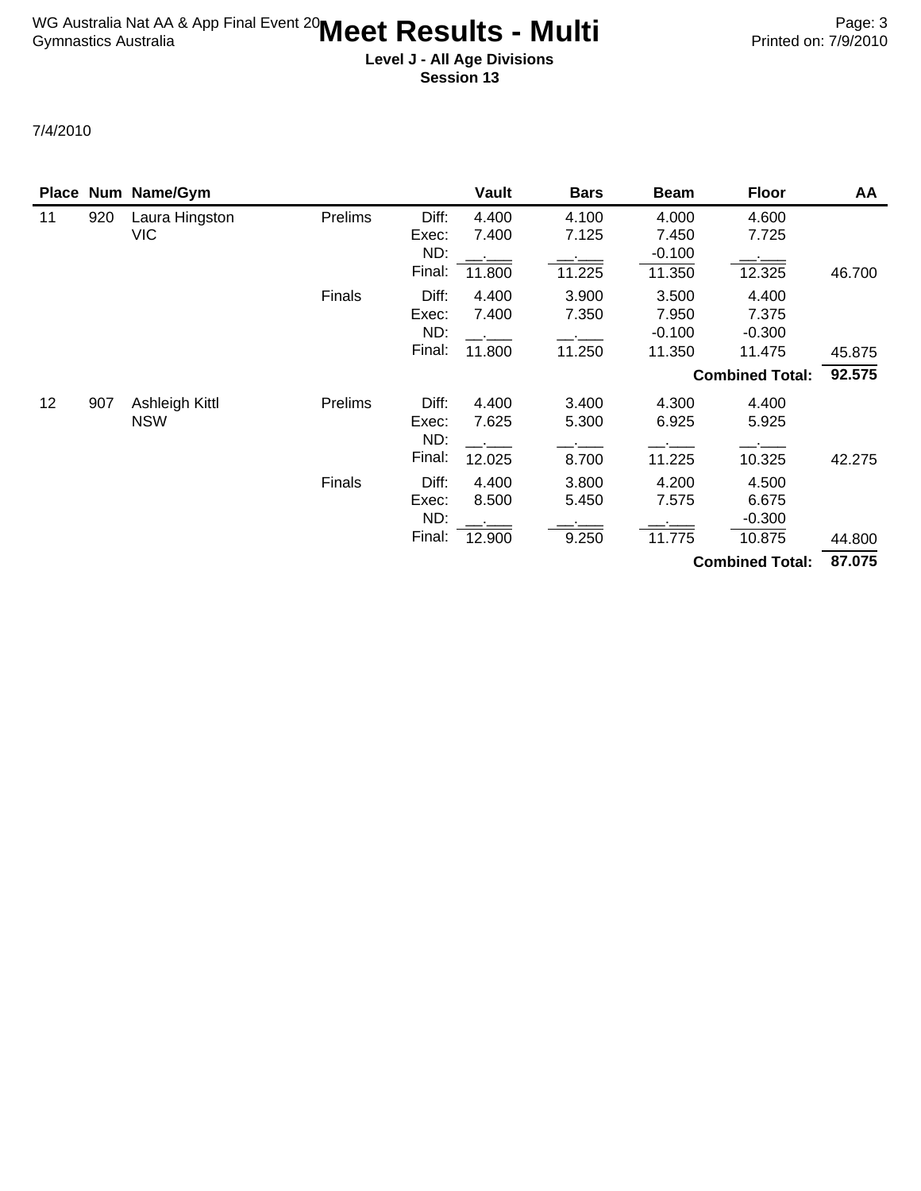# Meet Results - Multi

**Level J - All Age Divisions**
**Session 13**

7/4/2010

| Place | Num | Name/Gym | | | Vault | Bars | Beam | Floor | AA |
|---|---|---|---|---|---|---|---|---|---|
| 11 | 920 | Laura Hingston | Prelims | Diff: | 4.400 | 4.100 | 4.000 | 4.600 | |
| | | VIC | | Exec: | 7.400 | 7.125 | 7.450 | 7.725 | |
| | | | | ND: | __.___ | __.___ | -0.100 | __.___ | |
| | | | | Final: | 11.800 | 11.225 | 11.350 | 12.325 | 46.700 |
| | | | Finals | Diff: | 4.400 | 3.900 | 3.500 | 4.400 | |
| | | | | Exec: | 7.400 | 7.350 | 7.950 | 7.375 | |
| | | | | ND: | __.___ | __.___ | -0.100 | -0.300 | |
| | | | | Final: | 11.800 | 11.250 | 11.350 | 11.475 | 45.875 |
| | | | | | | | | **Combined Total:** | **92.575** |
| 12 | 907 | Ashleigh Kittl | Prelims | Diff: | 4.400 | 3.400 | 4.300 | 4.400 | |
| | | NSW | | Exec: | 7.625 | 5.300 | 6.925 | 5.925 | |
| | | | | ND: | __.___ | __.___ | __.___ | __.___ | |
| | | | | Final: | 12.025 | 8.700 | 11.225 | 10.325 | 42.275 |
| | | | Finals | Diff: | 4.400 | 3.800 | 4.200 | 4.500 | |
| | | | | Exec: | 8.500 | 5.450 | 7.575 | 6.675 | |
| | | | | ND: | __.___ | __.___ | __.___ | -0.300 | |
| | | | | Final: | 12.900 | 9.250 | 11.775 | 10.875 | 44.800 |
| | | | | | | | | **Combined Total:** | **87.075** |